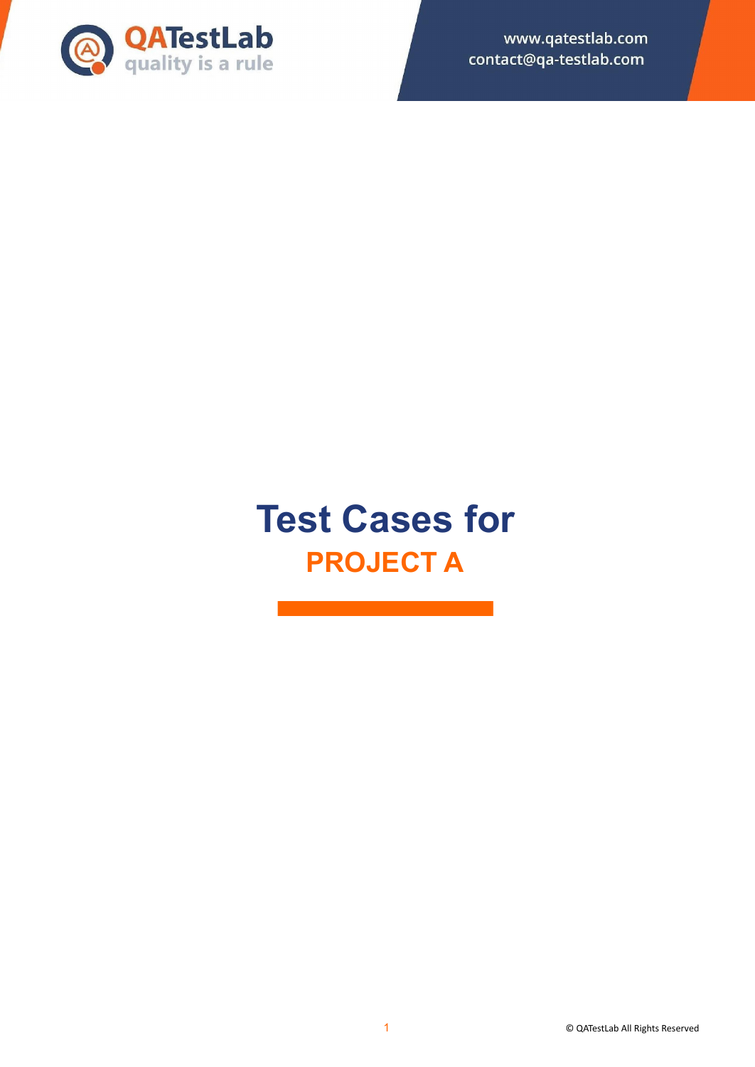# Test Cases for

## PROJECT A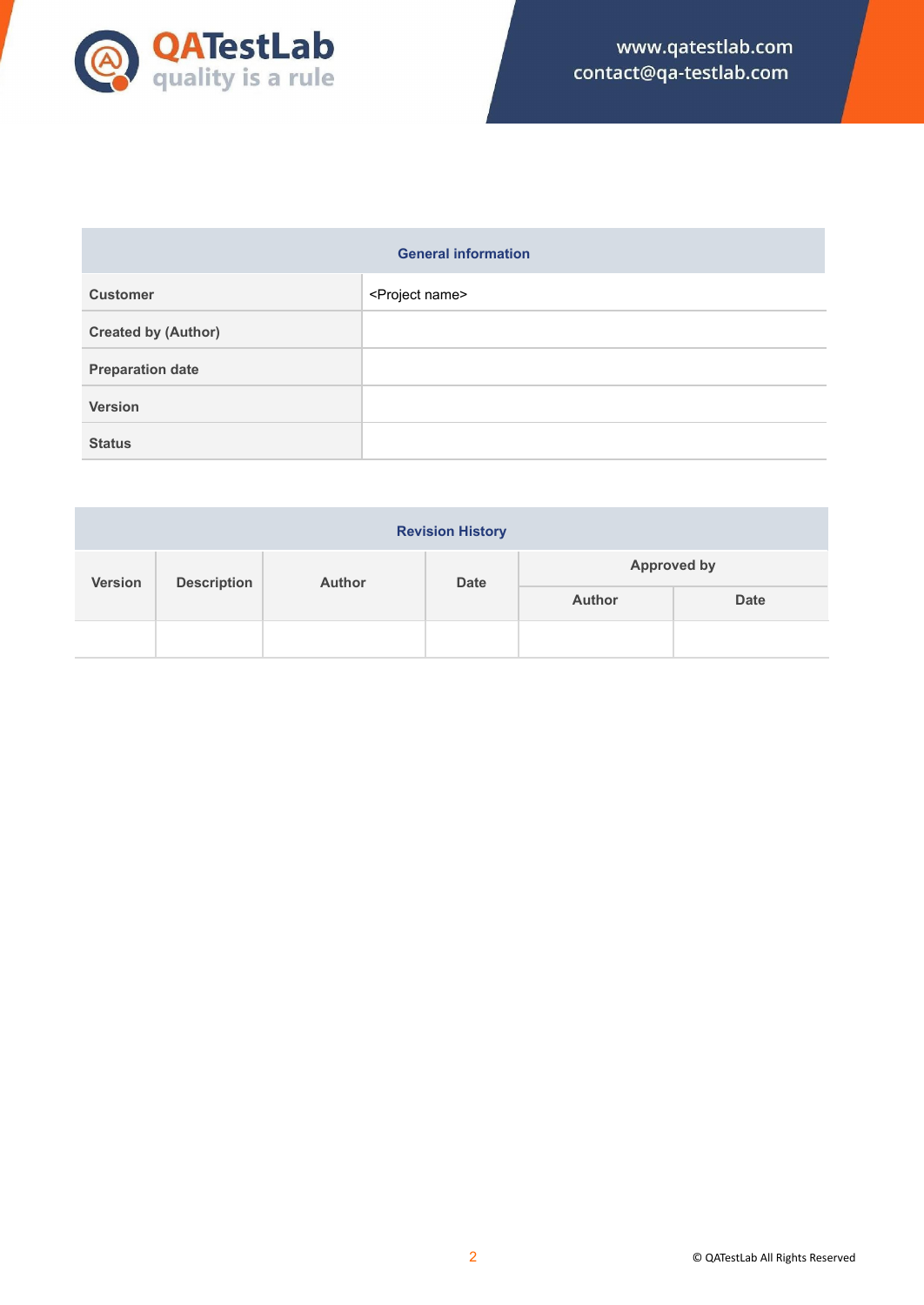| General information | |
|---|---|
| Customer | <Project name> |
| Created by (Author) | |
| Preparation date | |
| Version | |
| Status | |

| Revision History | | | | | |
|---|---|---|---|---|---|
| Version | Description | Author | Date | Approved by | |
| | | | | Author | Date |
| | | | | | |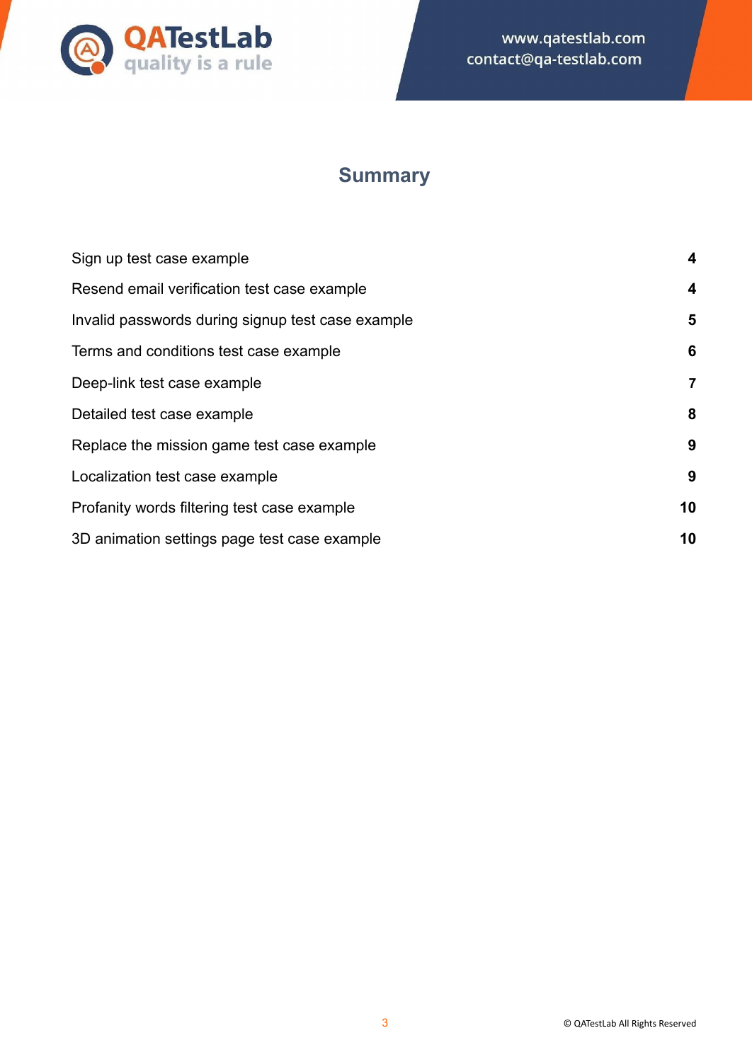# Summary

| | |
|---|---|
| Sign up test case example | **4** |
| Resend email verification test case example | **4** |
| Invalid passwords during signup test case example | **5** |
| Terms and conditions test case example | **6** |
| Deep-link test case example | **7** |
| Detailed test case example | **8** |
| Replace the mission game test case example | **9** |
| Localization test case example | **9** |
| Profanity words filtering test case example | **10** |
| 3D animation settings page test case example | **10** |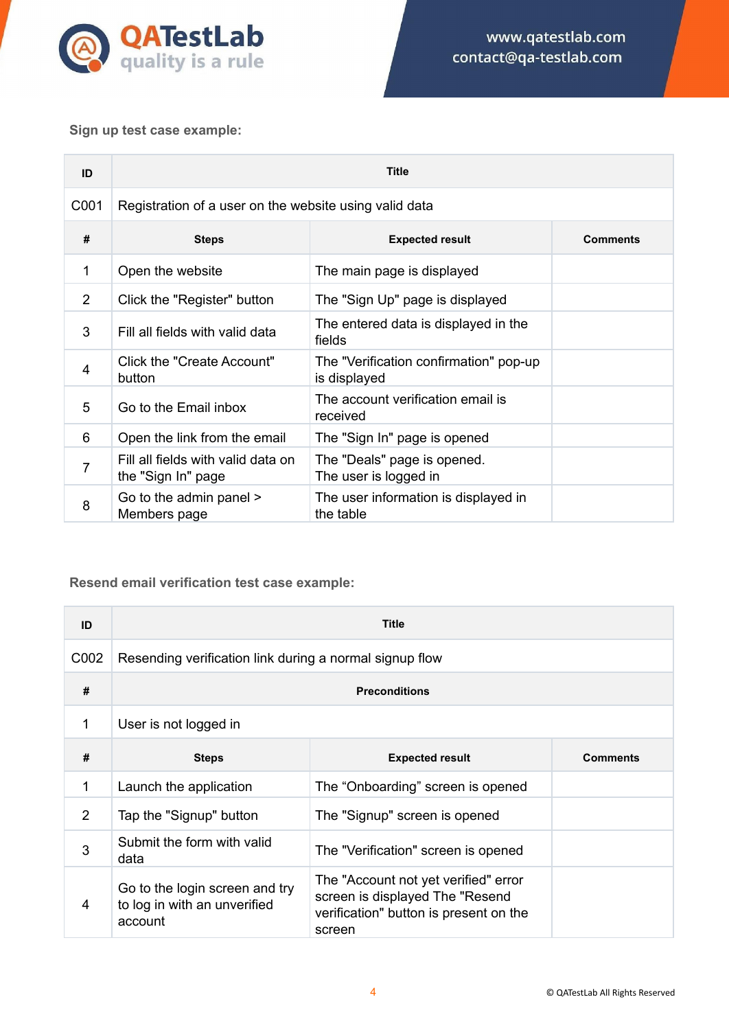**Sign up test case example:**

| ID | Title | | |
|---|---|---|---|
| C001 | Registration of a user on the website using valid data | | |
| **#** | **Steps** | **Expected result** | **Comments** |
| 1 | Open the website | The main page is displayed | |
| 2 | Click the "Register" button | The "Sign Up" page is displayed | |
| 3 | Fill all fields with valid data | The entered data is displayed in the fields | |
| 4 | Click the "Create Account" button | The "Verification confirmation" pop-up is displayed | |
| 5 | Go to the Email inbox | The account verification email is received | |
| 6 | Open the link from the email | The "Sign In" page is opened | |
| 7 | Fill all fields with valid data on the "Sign In" page | The "Deals" page is opened. The user is logged in | |
| 8 | Go to the admin panel > Members page | The user information is displayed in the table | |

**Resend email verification test case example:**

| ID | Title | | |
|---|---|---|---|
| C002 | Resending verification link during a normal signup flow | | |
| **#** | **Preconditions** | | |
| 1 | User is not logged in | | |
| **#** | **Steps** | **Expected result** | **Comments** |
| 1 | Launch the application | The “Onboarding” screen is opened | |
| 2 | Tap the "Signup" button | The "Signup" screen is opened | |
| 3 | Submit the form with valid data | The "Verification" screen is opened | |
| 4 | Go to the login screen and try to log in with an unverified account | The "Account not yet verified" error screen is displayed The "Resend verification" button is present on the screen | |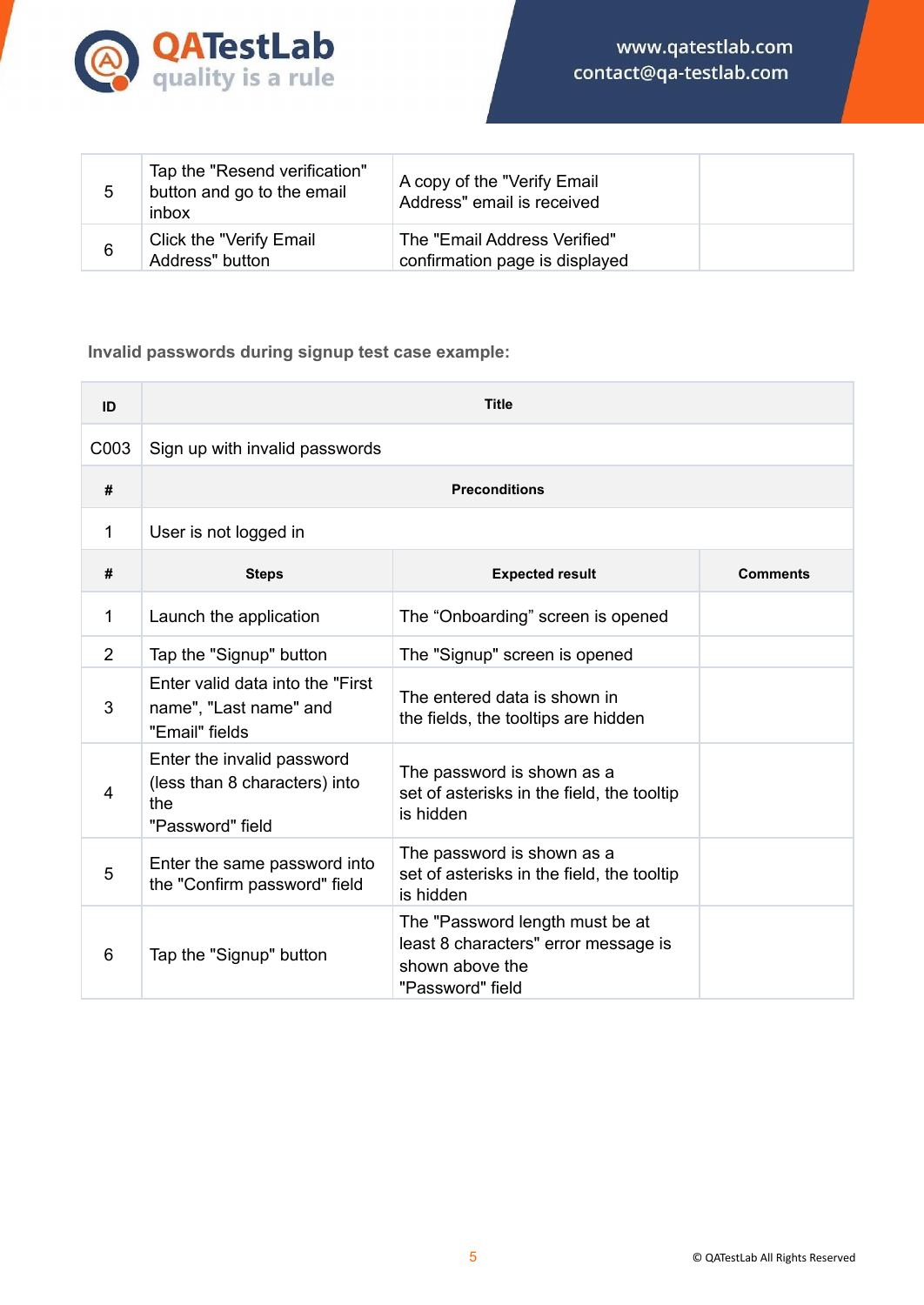| | | | |
|---|---|---|---|
| 5 | Tap the "Resend verification" button and go to the email inbox | A copy of the "Verify Email Address" email is received | |
| 6 | Click the "Verify Email Address" button | The "Email Address Verified" confirmation page is displayed | |

**Invalid passwords during signup test case example:**

| ID | Title | | |
|---|---|---|---|
| C003 | Sign up with invalid passwords | | |
| **#** | **Preconditions** | | |
| 1 | User is not logged in | | |
| **#** | **Steps** | **Expected result** | **Comments** |
| 1 | Launch the application | The “Onboarding” screen is opened | |
| 2 | Tap the "Signup" button | The "Signup" screen is opened | |
| 3 | Enter valid data into the "First name", "Last name" and "Email" fields | The entered data is shown in the fields, the tooltips are hidden | |
| 4 | Enter the invalid password (less than 8 characters) into the "Password" field | The password is shown as a set of asterisks in the field, the tooltip is hidden | |
| 5 | Enter the same password into the "Confirm password" field | The password is shown as a set of asterisks in the field, the tooltip is hidden | |
| 6 | Tap the "Signup" button | The "Password length must be at least 8 characters" error message is shown above the "Password" field | |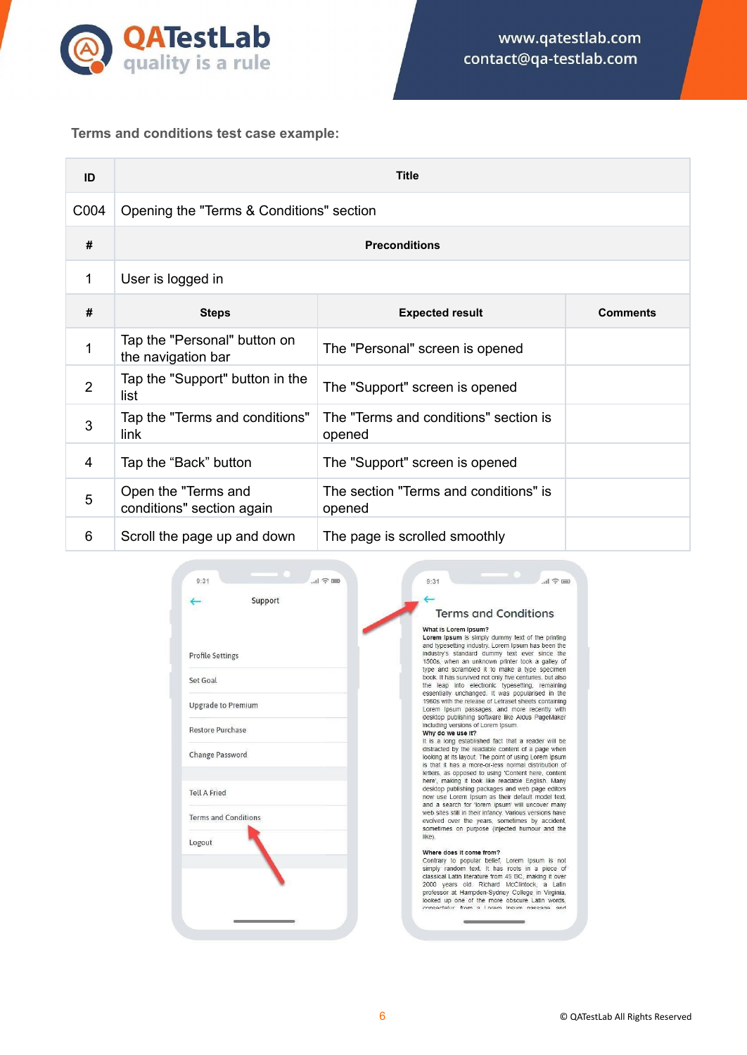Terms and conditions test case example:

| ID | Title | | |
|---|---|---|---|
| C004 | Opening the "Terms & Conditions" section | | |
| # | Preconditions | | |
| 1 | User is logged in | | |
| # | Steps | Expected result | Comments |
| 1 | Tap the "Personal" button on the navigation bar | The "Personal" screen is opened | |
| 2 | Tap the "Support" button in the list | The "Support" screen is opened | |
| 3 | Tap the "Terms and conditions" link | The "Terms and conditions" section is opened | |
| 4 | Tap the “Back” button | The "Support" screen is opened | |
| 5 | Open the "Terms and conditions" section again | The section "Terms and conditions" is opened | |
| 6 | Scroll the page up and down | The page is scrolled smoothly | |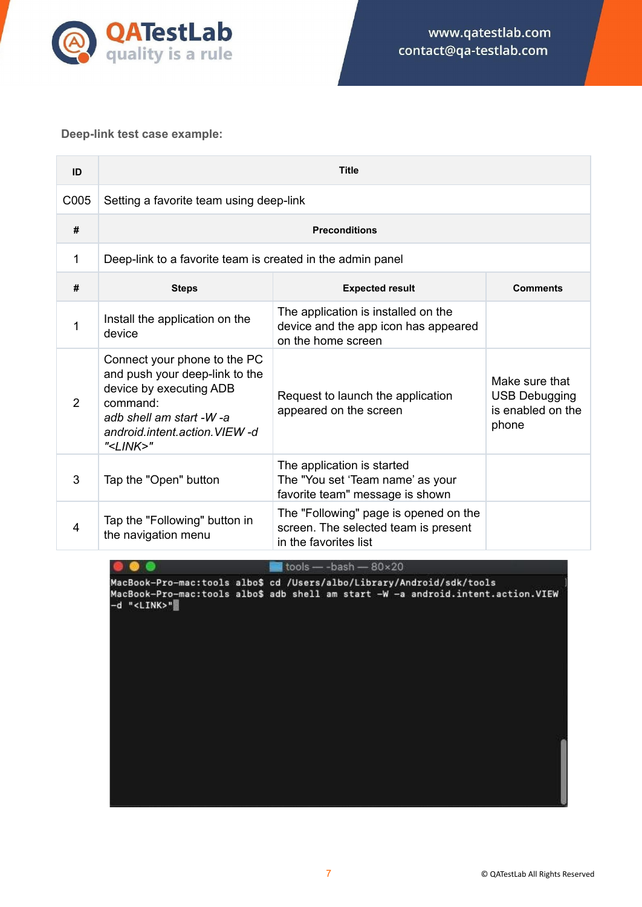**Deep-link test case example:**

| ID | Title | | |
|---|---|---|---|
| C005 | Setting a favorite team using deep-link | | |
| **#** | **Preconditions** | | |
| 1 | Deep-link to a favorite team is created in the admin panel | | |
| **#** | **Steps** | **Expected result** | **Comments** |
| 1 | Install the application on the device | The application is installed on the device and the app icon has appeared on the home screen | |
| 2 | Connect your phone to the PC and push your deep-link to the device by executing ADB command: *adb shell am start -W -a android.intent.action.VIEW -d "<LINK>"* | Request to launch the application appeared on the screen | Make sure that USB Debugging is enabled on the phone |
| 3 | Tap the "Open" button | The application is started The "You set 'Team name' as your favorite team" message is shown | |
| 4 | Tap the "Following" button in the navigation menu | The "Following" page is opened on the screen. The selected team is present in the favorites list | |

```
tools — -bash — 80×20
MacBook-Pro-mac:tools albo$ cd /Users/albo/Library/Android/sdk/tools
MacBook-Pro-mac:tools albo$ adb shell am start -W -a android.intent.action.VIEW
-d "<LINK>"
```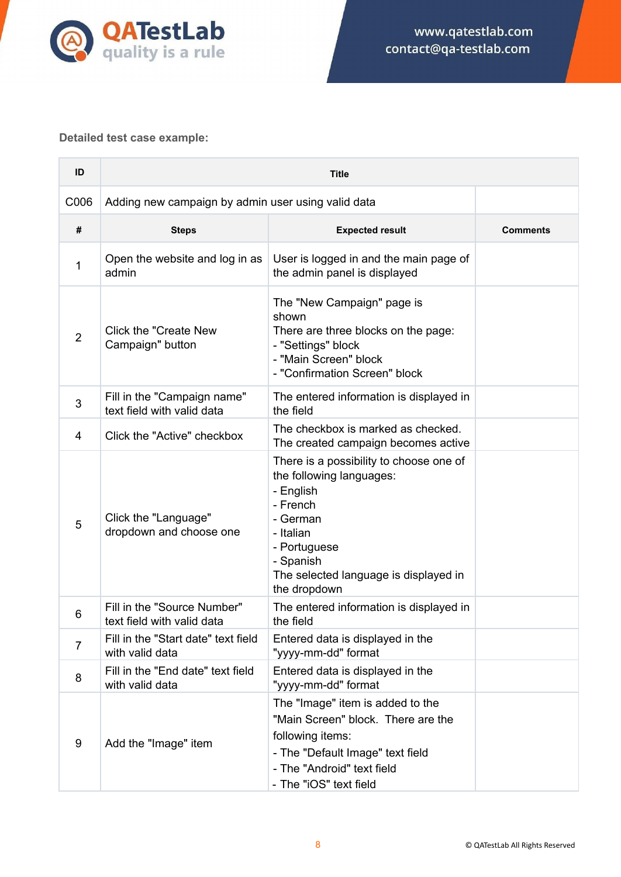**Detailed test case example:**

| ID | Title | | |
|---|---|---|---|
| C006 | Adding new campaign by admin user using valid data | | |
| **#** | **Steps** | **Expected result** | **Comments** |
| 1 | Open the website and log in as admin | User is logged in and the main page of the admin panel is displayed | |
| 2 | Click the "Create New Campaign" button | The "New Campaign" page is shown<br>There are three blocks on the page:<br>- "Settings" block<br>- "Main Screen" block<br>- "Confirmation Screen" block | |
| 3 | Fill in the "Campaign name" text field with valid data | The entered information is displayed in the field | |
| 4 | Click the "Active" checkbox | The checkbox is marked as checked.<br>The created campaign becomes active | |
| 5 | Click the "Language" dropdown and choose one | There is a possibility to choose one of the following languages:<br>- English<br>- French<br>- German<br>- Italian<br>- Portuguese<br>- Spanish<br>The selected language is displayed in the dropdown | |
| 6 | Fill in the "Source Number" text field with valid data | The entered information is displayed in the field | |
| 7 | Fill in the "Start date" text field with valid data | Entered data is displayed in the "yyyy-mm-dd" format | |
| 8 | Fill in the "End date" text field with valid data | Entered data is displayed in the "yyyy-mm-dd" format | |
| 9 | Add the "Image" item | The "Image" item is added to the "Main Screen" block. There are the following items:<br>- The "Default Image" text field<br>- The "Android" text field<br>- The "iOS" text field | |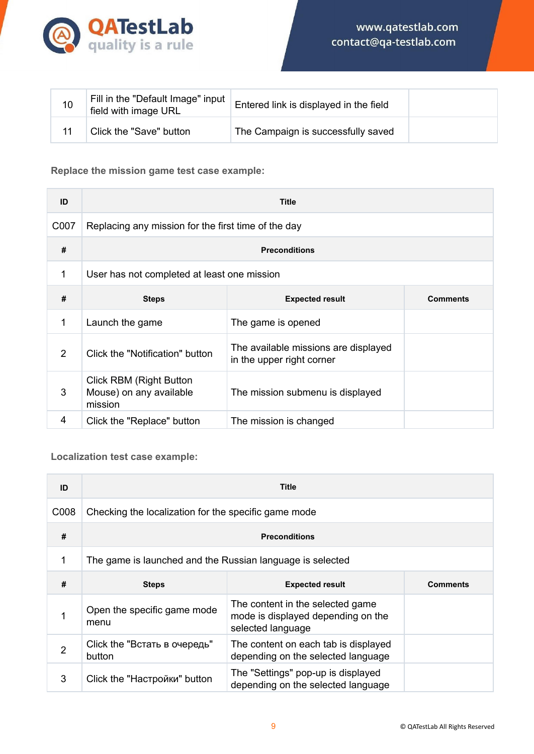| | | | |
|---|---|---|---|
| 10 | Fill in the "Default Image" input field with image URL | Entered link is displayed in the field | |
| 11 | Click the "Save" button | The Campaign is successfully saved | |

**Replace the mission game test case example:**

| ID | Title | | |
|---|---|---|---|
| C007 | Replacing any mission for the first time of the day | | |
| **#** | **Preconditions** | | |
| 1 | User has not completed at least one mission | | |
| **#** | **Steps** | **Expected result** | **Comments** |
| 1 | Launch the game | The game is opened | |
| 2 | Click the "Notification" button | The available missions are displayed in the upper right corner | |
| 3 | Click RBM (Right Button Mouse) on any available mission | The mission submenu is displayed | |
| 4 | Click the "Replace" button | The mission is changed | |

**Localization test case example:**

| ID | Title | | |
|---|---|---|---|
| C008 | Checking the localization for the specific game mode | | |
| **#** | **Preconditions** | | |
| 1 | The game is launched and the Russian language is selected | | |
| **#** | **Steps** | **Expected result** | **Comments** |
| 1 | Open the specific game mode menu | The content in the selected game mode is displayed depending on the selected language | |
| 2 | Click the "Встать в очередь" button | The content on each tab is displayed depending on the selected language | |
| 3 | Click the "Настройки" button | The "Settings" pop-up is displayed depending on the selected language | |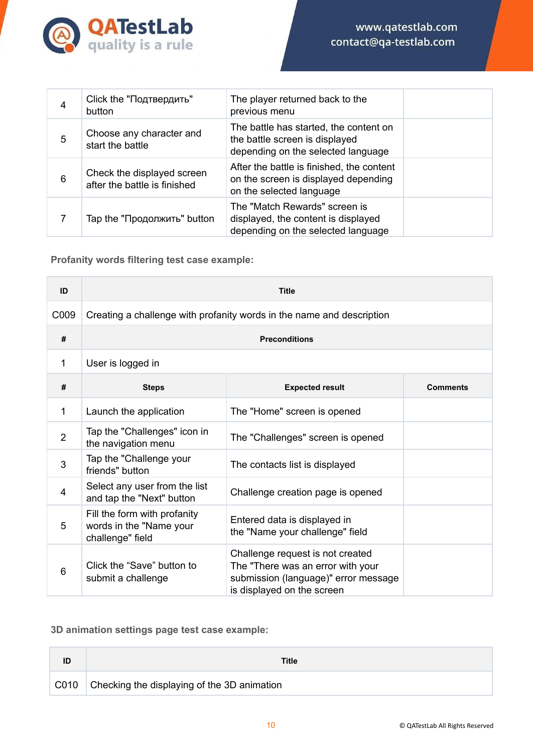| | | | |
|---|---|---|---|
| 4 | Click the "Подтвердить" button | The player returned back to the previous menu | |
| 5 | Choose any character and start the battle | The battle has started, the content on the battle screen is displayed depending on the selected language | |
| 6 | Check the displayed screen after the battle is finished | After the battle is finished, the content on the screen is displayed depending on the selected language | |
| 7 | Tap the "Продолжить" button | The "Match Rewards" screen is displayed, the content is displayed depending on the selected language | |

**Profanity words filtering test case example:**

| ID | Title | | |
|---|---|---|---|
| C009 | Creating a challenge with profanity words in the name and description | | |
| **#** | **Preconditions** | | |
| 1 | User is logged in | | |
| **#** | **Steps** | **Expected result** | **Comments** |
| 1 | Launch the application | The "Home" screen is opened | |
| 2 | Tap the "Challenges" icon in the navigation menu | The "Challenges" screen is opened | |
| 3 | Tap the "Challenge your friends" button | The contacts list is displayed | |
| 4 | Select any user from the list and tap the "Next" button | Challenge creation page is opened | |
| 5 | Fill the form with profanity words in the "Name your challenge" field | Entered data is displayed in the "Name your challenge" field | |
| 6 | Click the “Save” button to submit a challenge | Challenge request is not created The "There was an error with your submission (language)" error message is displayed on the screen | |

**3D animation settings page test case example:**

| ID | Title |
|---|---|
| C010 | Checking the displaying of the 3D animation |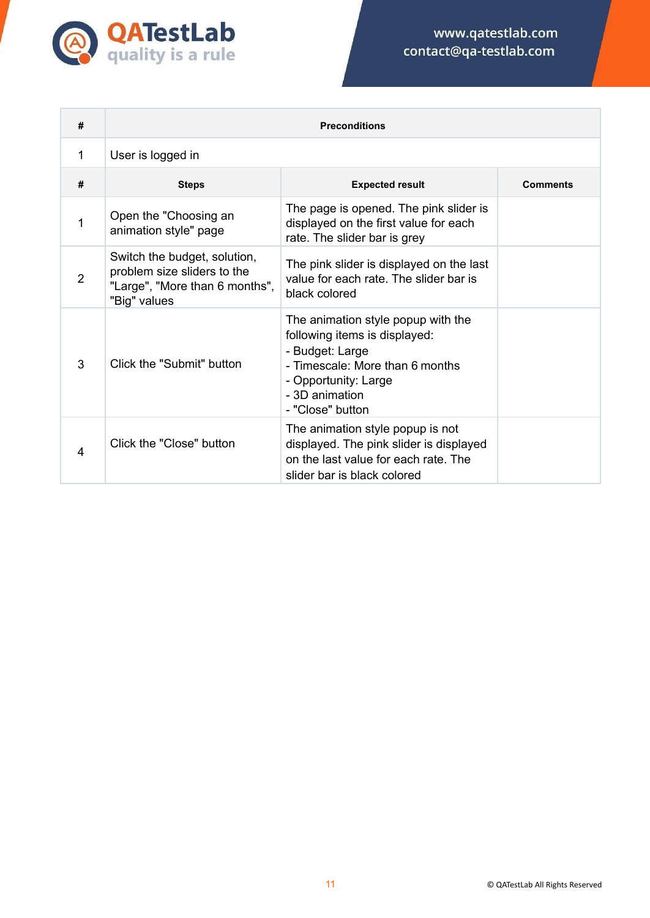| # | Preconditions | | |
|---|---|---|---|
| 1 | User is logged in | | |
| **#** | **Steps** | **Expected result** | **Comments** |
| 1 | Open the "Choosing an animation style" page | The page is opened. The pink slider is displayed on the first value for each rate. The slider bar is grey | |
| 2 | Switch the budget, solution, problem size sliders to the "Large", "More than 6 months", "Big" values | The pink slider is displayed on the last value for each rate. The slider bar is black colored | |
| 3 | Click the "Submit" button | The animation style popup with the following items is displayed:<br>- Budget: Large<br>- Timescale: More than 6 months<br>- Opportunity: Large<br>- 3D animation<br>- "Close" button | |
| 4 | Click the "Close" button | The animation style popup is not displayed. The pink slider is displayed on the last value for each rate. The slider bar is black colored | |